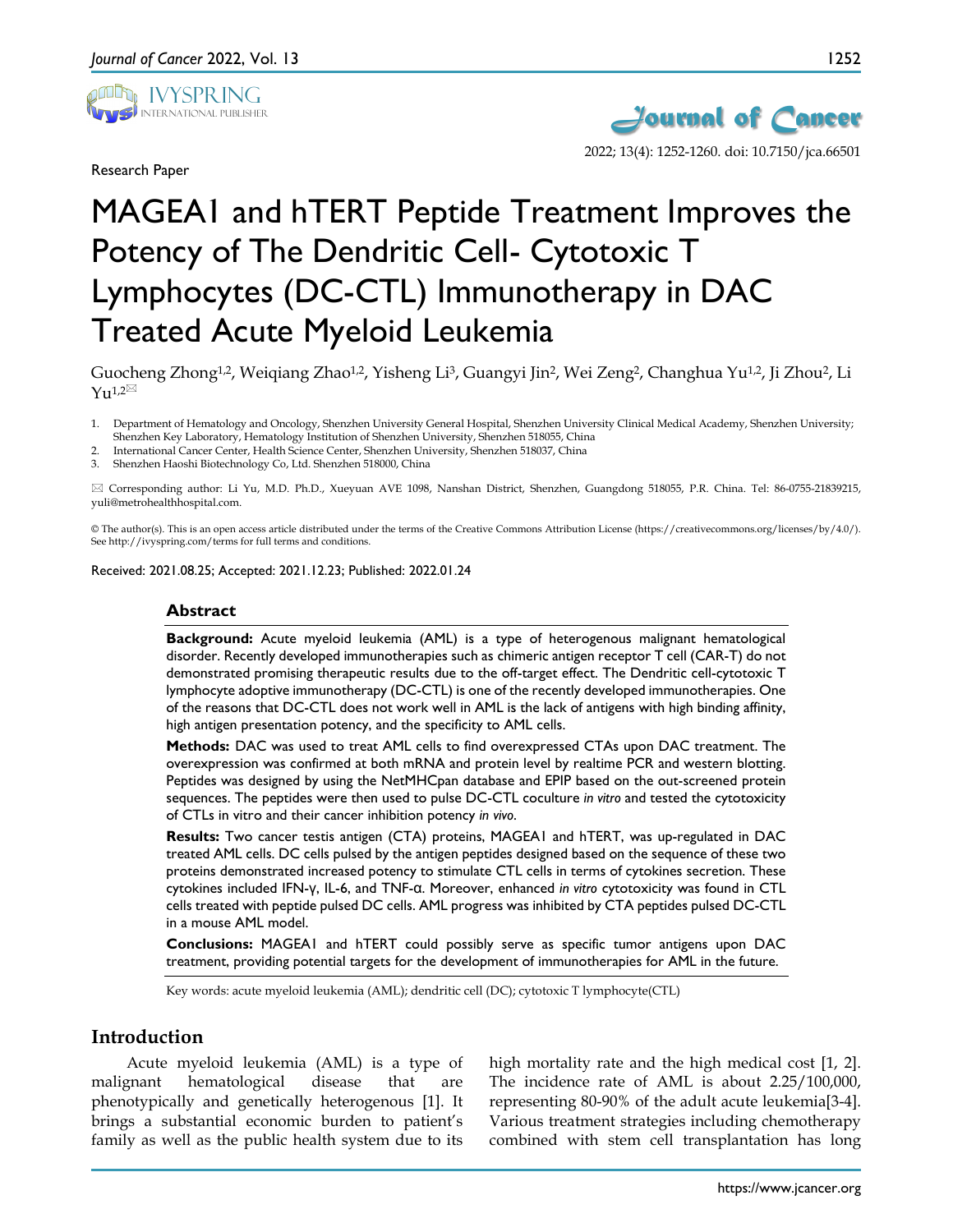Research Paper

# MAGEA1 and hTERT Peptide Treatment Improves the Potency of The Dendritic Cell- Cytotoxic T Lymphocytes (DC-CTL) Immunotherapy in DAC Treated Acute Myeloid Leukemia

Guocheng Zhong[1,2], Weiqiang Zhao[1,2], Yisheng Li[3], Guangyi Jin[2], Wei Zeng[2], Changhua Yu[1,2], Ji Zhou[2], Li Yu[1,2]✉

1. Department of Hematology and Oncology, Shenzhen University General Hospital, Shenzhen University Clinical Medical Academy, Shenzhen University; Shenzhen Key Laboratory, Hematology Institution of Shenzhen University, Shenzhen 518055, China
2. International Cancer Center, Health Science Center, Shenzhen University, Shenzhen 518037, China
3. Shenzhen Haoshi Biotechnology Co, Ltd. Shenzhen 518000, China

✉ Corresponding author: Li Yu, M.D. Ph.D., Xueyuan AVE 1098, Nanshan District, Shenzhen, Guangdong 518055, P.R. China. Tel: 86-0755-21839215, yuli@metrohealthhospital.com.

© The author(s). This is an open access article distributed under the terms of the Creative Commons Attribution License (https://creativecommons.org/licenses/by/4.0/). See http://ivyspring.com/terms for full terms and conditions.

Received: 2021.08.25; Accepted: 2021.12.23; Published: 2022.01.24

## Abstract

**Background:** Acute myeloid leukemia (AML) is a type of heterogenous malignant hematological disorder. Recently developed immunotherapies such as chimeric antigen receptor T cell (CAR-T) do not demonstrated promising therapeutic results due to the off-target effect. The Dendritic cell-cytotoxic T lymphocyte adoptive immunotherapy (DC-CTL) is one of the recently developed immunotherapies. One of the reasons that DC-CTL does not work well in AML is the lack of antigens with high binding affinity, high antigen presentation potency, and the specificity to AML cells.

**Methods:** DAC was used to treat AML cells to find overexpressed CTAs upon DAC treatment. The overexpression was confirmed at both mRNA and protein level by realtime PCR and western blotting. Peptides was designed by using the NetMHCpan database and EPIP based on the out-screened protein sequences. The peptides were then used to pulse DC-CTL coculture *in vitro* and tested the cytotoxicity of CTLs in vitro and their cancer inhibition potency *in vivo*.

**Results:** Two cancer testis antigen (CTA) proteins, MAGEA1 and hTERT, was up-regulated in DAC treated AML cells. DC cells pulsed by the antigen peptides designed based on the sequence of these two proteins demonstrated increased potency to stimulate CTL cells in terms of cytokines secretion. These cytokines included IFN-γ, IL-6, and TNF-α. Moreover, enhanced *in vitro* cytotoxicity was found in CTL cells treated with peptide pulsed DC cells. AML progress was inhibited by CTA peptides pulsed DC-CTL in a mouse AML model.

**Conclusions:** MAGEA1 and hTERT could possibly serve as specific tumor antigens upon DAC treatment, providing potential targets for the development of immunotherapies for AML in the future.

Key words: acute myeloid leukemia (AML); dendritic cell (DC); cytotoxic T lymphocyte(CTL)

## Introduction

Acute myeloid leukemia (AML) is a type of malignant hematological disease that are phenotypically and genetically heterogenous [1]. It brings a substantial economic burden to patient's family as well as the public health system due to its high mortality rate and the high medical cost [1, 2]. The incidence rate of AML is about 2.25/100,000, representing 80-90% of the adult acute leukemia[3-4]. Various treatment strategies including chemotherapy combined with stem cell transplantation has long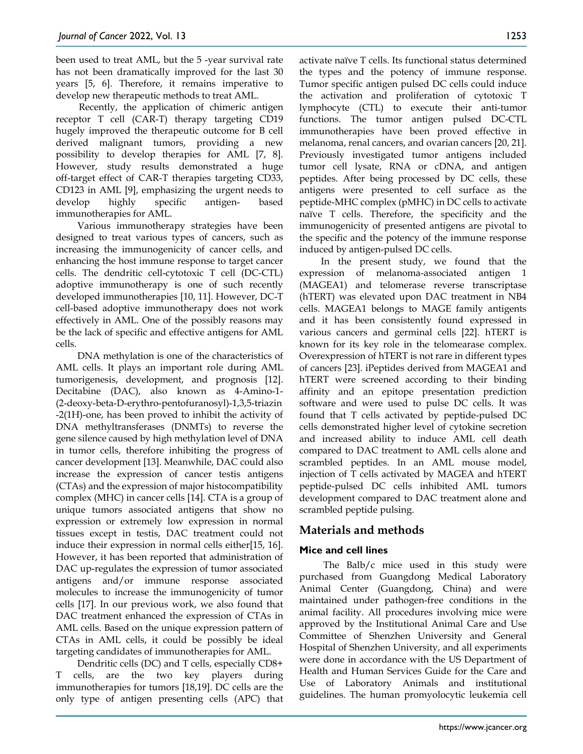been used to treat AML, but the 5 -year survival rate has not been dramatically improved for the last 30 years [5, 6]. Therefore, it remains imperative to develop new therapeutic methods to treat AML.

Recently, the application of chimeric antigen receptor T cell (CAR-T) therapy targeting CD19 hugely improved the therapeutic outcome for B cell derived malignant tumors, providing a new possibility to develop therapies for AML [7, 8]. However, study results demonstrated a huge off-target effect of CAR-T therapies targeting CD33, CD123 in AML [9], emphasizing the urgent needs to develop highly specific antigen- based immunotherapies for AML.

Various immunotherapy strategies have been designed to treat various types of cancers, such as increasing the immunogenicity of cancer cells, and enhancing the host immune response to target cancer cells. The dendritic cell-cytotoxic T cell (DC-CTL) adoptive immunotherapy is one of such recently developed immunotherapies [10, 11]. However, DC-T cell-based adoptive immunotherapy does not work effectively in AML. One of the possibly reasons may be the lack of specific and effective antigens for AML cells.

DNA methylation is one of the characteristics of AML cells. It plays an important role during AML tumorigenesis, development, and prognosis [12]. Decitabine (DAC), also known as 4-Amino-1-(2-deoxy-beta-D-erythro-pentofuranosyl)-1,3,5-triazin-2(1H)-one, has been proved to inhibit the activity of DNA methyltransferases (DNMTs) to reverse the gene silence caused by high methylation level of DNA in tumor cells, therefore inhibiting the progress of cancer development [13]. Meanwhile, DAC could also increase the expression of cancer testis antigens (CTAs) and the expression of major histocompatibility complex (MHC) in cancer cells [14]. CTA is a group of unique tumors associated antigens that show no expression or extremely low expression in normal tissues except in testis, DAC treatment could not induce their expression in normal cells either[15, 16]. However, it has been reported that administration of DAC up-regulates the expression of tumor associated antigens and/or immune response associated molecules to increase the immunogenicity of tumor cells [17]. In our previous work, we also found that DAC treatment enhanced the expression of CTAs in AML cells. Based on the unique expression pattern of CTAs in AML cells, it could be possibly be ideal targeting candidates of immunotherapies for AML.

Dendritic cells (DC) and T cells, especially CD8+ T cells, are the two key players during immunotherapies for tumors [18,19]. DC cells are the only type of antigen presenting cells (APC) that activate naïve T cells. Its functional status determined the types and the potency of immune response. Tumor specific antigen pulsed DC cells could induce the activation and proliferation of cytotoxic T lymphocyte (CTL) to execute their anti-tumor functions. The tumor antigen pulsed DC-CTL immunotherapies have been proved effective in melanoma, renal cancers, and ovarian cancers [20, 21]. Previously investigated tumor antigens included tumor cell lysate, RNA or cDNA, and antigen peptides. After being processed by DC cells, these antigens were presented to cell surface as the peptide-MHC complex (pMHC) in DC cells to activate naïve T cells. Therefore, the specificity and the immunogenicity of presented antigens are pivotal to the specific and the potency of the immune response induced by antigen-pulsed DC cells.

In the present study, we found that the expression of melanoma-associated antigen 1 (MAGEA1) and telomerase reverse transcriptase (hTERT) was elevated upon DAC treatment in NB4 cells. MAGEA1 belongs to MAGE family antigents and it has been consistently found expressed in various cancers and germinal cells [22]. hTERT is known for its key role in the telomearase complex. Overexpression of hTERT is not rare in different types of cancers [23]. iPeptides derived from MAGEA1 and hTERT were screened according to their binding affinity and an epitope presentation prediction software and were used to pulse DC cells. It was found that T cells activated by peptide-pulsed DC cells demonstrated higher level of cytokine secretion and increased ability to induce AML cell death compared to DAC treatment to AML cells alone and scrambled peptides. In an AML mouse model, injection of T cells activated by MAGEA and hTERT peptide-pulsed DC cells inhibited AML tumors development compared to DAC treatment alone and scrambled peptide pulsing.

## Materials and methods

### Mice and cell lines

The Balb/c mice used in this study were purchased from Guangdong Medical Laboratory Animal Center (Guangdong, China) and were maintained under pathogen-free conditions in the animal facility. All procedures involving mice were approved by the Institutional Animal Care and Use Committee of Shenzhen University and General Hospital of Shenzhen University, and all experiments were done in accordance with the US Department of Health and Human Services Guide for the Care and Use of Laboratory Animals and institutional guidelines. The human promyolocytic leukemia cell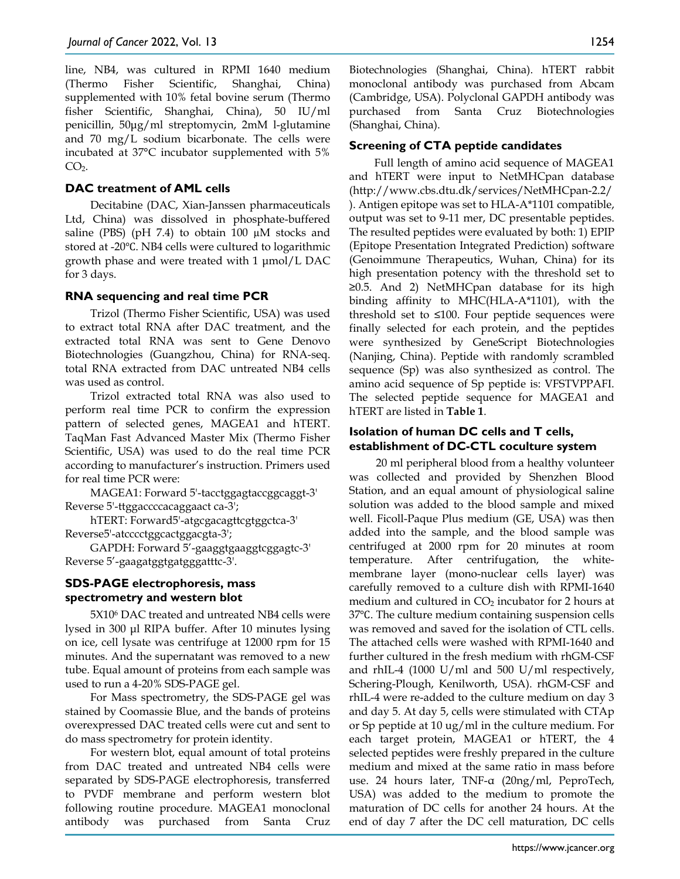line, NB4, was cultured in RPMI 1640 medium (Thermo Fisher Scientific, Shanghai, China) supplemented with 10% fetal bovine serum (Thermo fisher Scientific, Shanghai, China), 50 IU/ml penicillin, 50μg/ml streptomycin, 2mM l-glutamine and 70 mg/L sodium bicarbonate. The cells were incubated at 37°C incubator supplemented with 5% $CO_2$.

### DAC treatment of AML cells

Decitabine (DAC, Xian-Janssen pharmaceuticals Ltd, China) was dissolved in phosphate-buffered saline (PBS) (pH 7.4) to obtain 100 μM stocks and stored at -20℃. NB4 cells were cultured to logarithmic growth phase and were treated with 1 μmol/L DAC for 3 days.

### RNA sequencing and real time PCR

Trizol (Thermo Fisher Scientific, USA) was used to extract total RNA after DAC treatment, and the extracted total RNA was sent to Gene Denovo Biotechnologies (Guangzhou, China) for RNA-seq. total RNA extracted from DAC untreated NB4 cells was used as control.

Trizol extracted total RNA was also used to perform real time PCR to confirm the expression pattern of selected genes, MAGEA1 and hTERT. TaqMan Fast Advanced Master Mix (Thermo Fisher Scientific, USA) was used to do the real time PCR according to manufacturer's instruction. Primers used for real time PCR were:

MAGEA1: Forward 5'-tacctggagtaccggcaggt-3' Reverse 5'-ttggaccccacaggaact ca-3';

hTERT: Forward5'-atgcgacagttcgtggctca-3' Reverse5'-atcccctggcactggacgta-3';

GAPDH: Forward 5′-gaaggtgaaggtcggagtc-3' Reverse 5′-gaagatggtgatgggatttc-3'.

### SDS-PAGE electrophoresis, mass spectrometry and western blot

5X10[6] DAC treated and untreated NB4 cells were lysed in 300 μl RIPA buffer. After 10 minutes lysing on ice, cell lysate was centrifuge at 12000 rpm for 15 minutes. And the supernatant was removed to a new tube. Equal amount of proteins from each sample was used to run a 4-20% SDS-PAGE gel.

For Mass spectrometry, the SDS-PAGE gel was stained by Coomassie Blue, and the bands of proteins overexpressed DAC treated cells were cut and sent to do mass spectrometry for protein identity.

For western blot, equal amount of total proteins from DAC treated and untreated NB4 cells were separated by SDS-PAGE electrophoresis, transferred to PVDF membrane and perform western blot following routine procedure. MAGEA1 monoclonal antibody was purchased from Santa Cruz Biotechnologies (Shanghai, China). hTERT rabbit monoclonal antibody was purchased from Abcam (Cambridge, USA). Polyclonal GAPDH antibody was purchased from Santa Cruz Biotechnologies (Shanghai, China).

### Screening of CTA peptide candidates

Full length of amino acid sequence of MAGEA1 and hTERT were input to NetMHCpan database (http://www.cbs.dtu.dk/services/NetMHCpan-2.2/). Antigen epitope was set to HLA-A*1101 compatible, output was set to 9-11 mer, DC presentable peptides. The resulted peptides were evaluated by both: 1) EPIP (Epitope Presentation Integrated Prediction) software (Genoimmune Therapeutics, Wuhan, China) for its high presentation potency with the threshold set to ≥0.5. And 2) NetMHCpan database for its high binding affinity to MHC(HLA-A*1101), with the threshold set to ≤100. Four peptide sequences were finally selected for each protein, and the peptides were synthesized by GeneScript Biotechnologies (Nanjing, China). Peptide with randomly scrambled sequence (Sp) was also synthesized as control. The amino acid sequence of Sp peptide is: VFSTVPPAFI. The selected peptide sequence for MAGEA1 and hTERT are listed in **Table 1**.

### Isolation of human DC cells and T cells, establishment of DC-CTL coculture system

20 ml peripheral blood from a healthy volunteer was collected and provided by Shenzhen Blood Station, and an equal amount of physiological saline solution was added to the blood sample and mixed well. Ficoll-Paque Plus medium (GE, USA) was then added into the sample, and the blood sample was centrifuged at 2000 rpm for 20 minutes at room temperature. After centrifugation, the white-membrane layer (mono-nuclear cells layer) was carefully removed to a culture dish with RPMI-1640 medium and cultured in $CO_2$ incubator for 2 hours at 37℃. The culture medium containing suspension cells was removed and saved for the isolation of CTL cells. The attached cells were washed with RPMI-1640 and further cultured in the fresh medium with rhGM-CSF and rhIL-4 (1000 U/ml and 500 U/ml respectively, Schering-Plough, Kenilworth, USA). rhGM-CSF and rhIL-4 were re-added to the culture medium on day 3 and day 5. At day 5, cells were stimulated with CTAp or Sp peptide at 10 ug/ml in the culture medium. For each target protein, MAGEA1 or hTERT, the 4 selected peptides were freshly prepared in the culture medium and mixed at the same ratio in mass before use. 24 hours later, TNF-α (20ng/ml, PeproTech, USA) was added to the medium to promote the maturation of DC cells for another 24 hours. At the end of day 7 after the DC cell maturation, DC cells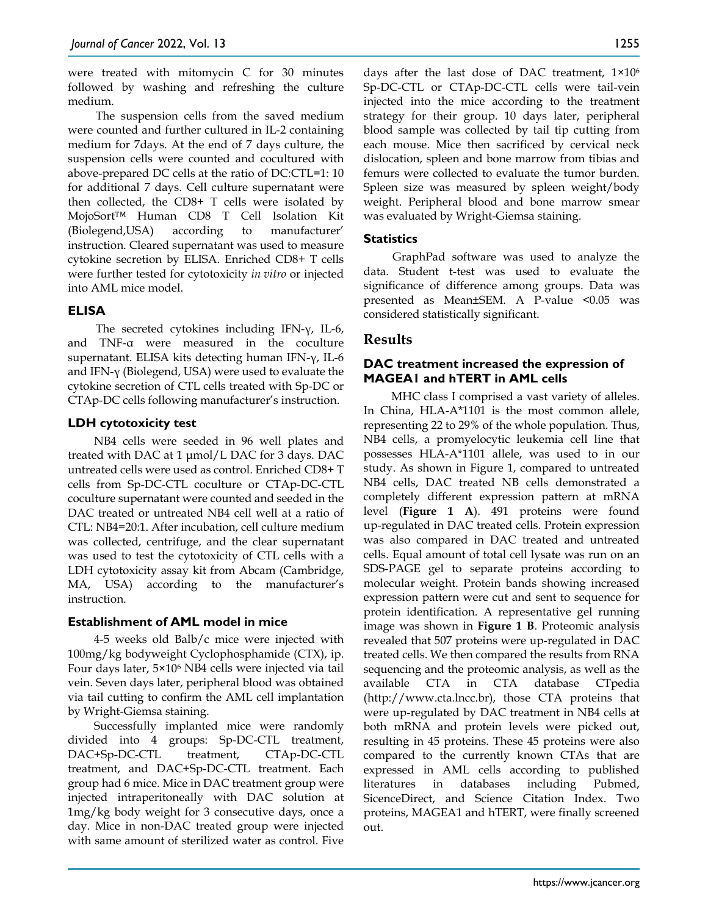were treated with mitomycin C for 30 minutes followed by washing and refreshing the culture medium.

The suspension cells from the saved medium were counted and further cultured in IL-2 containing medium for 7days. At the end of 7 days culture, the suspension cells were counted and cocultured with above-prepared DC cells at the ratio of DC:CTL=1: 10 for additional 7 days. Cell culture supernatant were then collected, the CD8+ T cells were isolated by MojoSort™ Human CD8 T Cell Isolation Kit (Biolegend,USA) according to manufacturer' instruction. Cleared supernatant was used to measure cytokine secretion by ELISA. Enriched CD8+ T cells were further tested for cytotoxicity *in vitro* or injected into AML mice model.

### ELISA

The secreted cytokines including IFN-γ, IL-6, and TNF-α were measured in the coculture supernatant. ELISA kits detecting human IFN-γ, IL-6 and IFN-γ (Biolegend, USA) were used to evaluate the cytokine secretion of CTL cells treated with Sp-DC or CTAp-DC cells following manufacturer's instruction.

### LDH cytotoxicity test

NB4 cells were seeded in 96 well plates and treated with DAC at 1 μmol/L DAC for 3 days. DAC untreated cells were used as control. Enriched CD8+ T cells from Sp-DC-CTL coculture or CTAp-DC-CTL coculture supernatant were counted and seeded in the DAC treated or untreated NB4 cell well at a ratio of CTL: NB4=20:1. After incubation, cell culture medium was collected, centrifuge, and the clear supernatant was used to test the cytotoxicity of CTL cells with a LDH cytotoxicity assay kit from Abcam (Cambridge, MA, USA) according to the manufacturer's instruction.

### Establishment of AML model in mice

4-5 weeks old Balb/c mice were injected with 100mg/kg bodyweight Cyclophosphamide (CTX), ip. Four days later, $5\times10^6$ NB4 cells were injected via tail vein. Seven days later, peripheral blood was obtained via tail cutting to confirm the AML cell implantation by Wright-Giemsa staining.

Successfully implanted mice were randomly divided into 4 groups: Sp-DC-CTL treatment, DAC+Sp-DC-CTL treatment, CTAp-DC-CTL treatment, and DAC+Sp-DC-CTL treatment. Each group had 6 mice. Mice in DAC treatment group were injected intraperitoneally with DAC solution at 1mg/kg body weight for 3 consecutive days, once a day. Mice in non-DAC treated group were injected with same amount of sterilized water as control. Five days after the last dose of DAC treatment, $1\times10^6$ Sp-DC-CTL or CTAp-DC-CTL cells were tail-vein injected into the mice according to the treatment strategy for their group. 10 days later, peripheral blood sample was collected by tail tip cutting from each mouse. Mice then sacrificed by cervical neck dislocation, spleen and bone marrow from tibias and femurs were collected to evaluate the tumor burden. Spleen size was measured by spleen weight/body weight. Peripheral blood and bone marrow smear was evaluated by Wright-Giemsa staining.

### Statistics

GraphPad software was used to analyze the data. Student t-test was used to evaluate the significance of difference among groups. Data was presented as Mean±SEM. A P-value <0.05 was considered statistically significant.

## Results

### DAC treatment increased the expression of MAGEA1 and hTERT in AML cells

MHC class I comprised a vast variety of alleles. In China, HLA-A*1101 is the most common allele, representing 22 to 29% of the whole population. Thus, NB4 cells, a promyelocytic leukemia cell line that possesses HLA-A*1101 allele, was used to in our study. As shown in Figure 1, compared to untreated NB4 cells, DAC treated NB cells demonstrated a completely different expression pattern at mRNA level (**Figure 1 A**). 491 proteins were found up-regulated in DAC treated cells. Protein expression was also compared in DAC treated and untreated cells. Equal amount of total cell lysate was run on an SDS-PAGE gel to separate proteins according to molecular weight. Protein bands showing increased expression pattern were cut and sent to sequence for protein identification. A representative gel running image was shown in **Figure 1 B**. Proteomic analysis revealed that 507 proteins were up-regulated in DAC treated cells. We then compared the results from RNA sequencing and the proteomic analysis, as well as the available CTA in CTA database CTpedia (http://www.cta.lncc.br), those CTA proteins that were up-regulated by DAC treatment in NB4 cells at both mRNA and protein levels were picked out, resulting in 45 proteins. These 45 proteins were also compared to the currently known CTAs that are expressed in AML cells according to published literatures in databases including Pubmed, SicenceDirect, and Science Citation Index. Two proteins, MAGEA1 and hTERT, were finally screened out.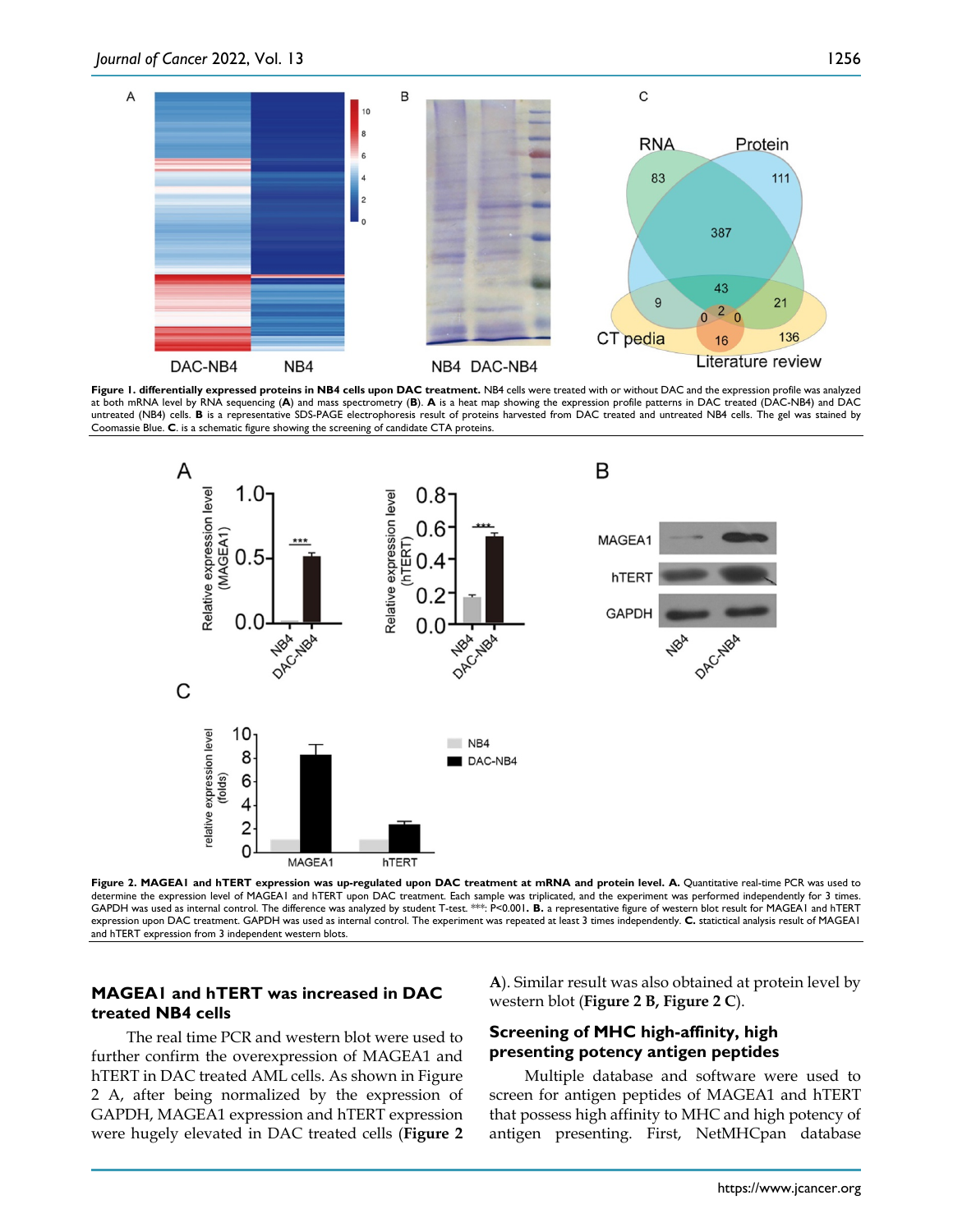**Figure 1. differentially expressed proteins in NB4 cells upon DAC treatment.** NB4 cells were treated with or without DAC and the expression profile was analyzed at both mRNA level by RNA sequencing (**A**) and mass spectrometry (**B**). **A** is a heat map showing the expression profile patterns in DAC treated (DAC-NB4) and DAC untreated (NB4) cells. **B** is a representative SDS-PAGE electrophoresis result of proteins harvested from DAC treated and untreated NB4 cells. The gel was stained by Coomassie Blue. **C.** is a schematic figure showing the screening of candidate CTA proteins.

**Figure 2. MAGEA1 and hTERT expression was up-regulated upon DAC treatment at mRNA and protein level. A.** Quantitative real-time PCR was used to determine the expression level of MAGEA1 and hTERT upon DAC treatment. Each sample was triplicated, and the experiment was performed independently for 3 times. GAPDH was used as internal control. The difference was analyzed by student T-test. ***: P<0.001**. B.** a representative figure of western blot result for MAGEA1 and hTERT expression upon DAC treatment. GAPDH was used as internal control. The experiment was repeated at least 3 times independently. **C.** statictical analysis result of MAGEA1 and hTERT expression from 3 independent western blots.

## MAGEA1 and hTERT was increased in DAC treated NB4 cells

The real time PCR and western blot were used to further confirm the overexpression of MAGEA1 and hTERT in DAC treated AML cells. As shown in Figure 2 A, after being normalized by the expression of GAPDH, MAGEA1 expression and hTERT expression were hugely elevated in DAC treated cells (**Figure 2 A**). Similar result was also obtained at protein level by western blot (**Figure 2 B, Figure 2 C**).

## Screening of MHC high-affinity, high presenting potency antigen peptides

Multiple database and software were used to screen for antigen peptides of MAGEA1 and hTERT that possess high affinity to MHC and high potency of antigen presenting. First, NetMHCpan database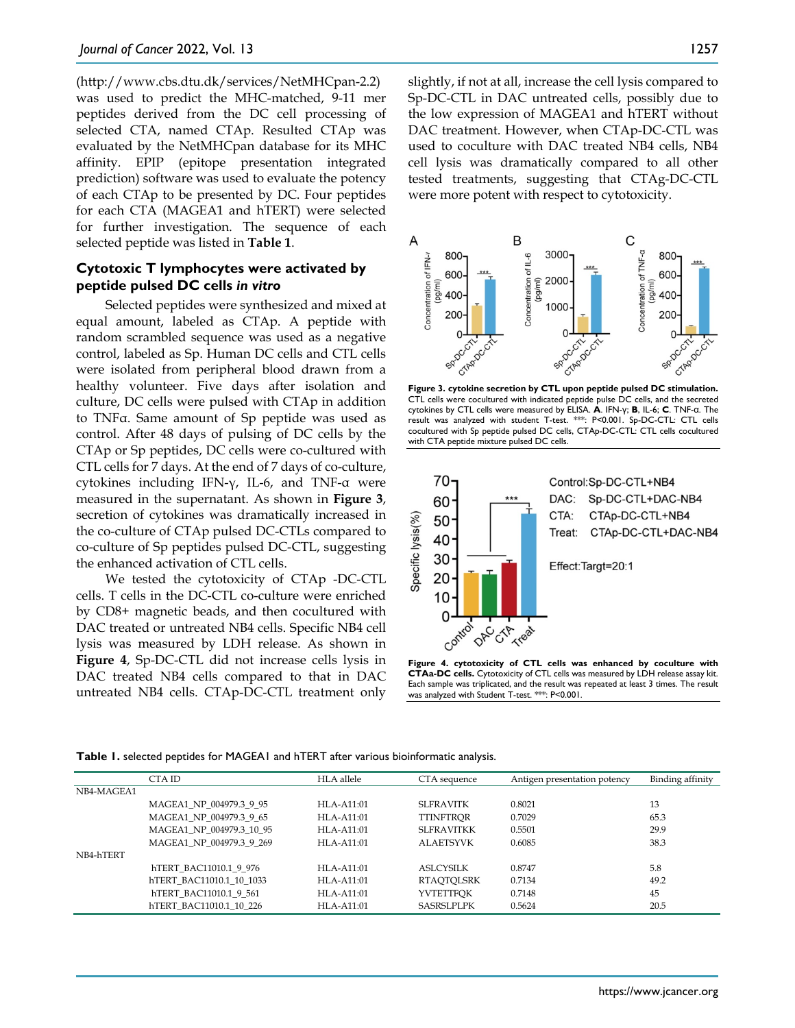(http://www.cbs.dtu.dk/services/NetMHCpan-2.2) was used to predict the MHC-matched, 9-11 mer peptides derived from the DC cell processing of selected CTA, named CTAp. Resulted CTAp was evaluated by the NetMHCpan database for its MHC affinity. EPIP (epitope presentation integrated prediction) software was used to evaluate the potency of each CTAp to be presented by DC. Four peptides for each CTA (MAGEA1 and hTERT) were selected for further investigation. The sequence of each selected peptide was listed in **Table 1**.

### Cytotoxic T lymphocytes were activated by peptide pulsed DC cells *in vitro*

Selected peptides were synthesized and mixed at equal amount, labeled as CTAp. A peptide with random scrambled sequence was used as a negative control, labeled as Sp. Human DC cells and CTL cells were isolated from peripheral blood drawn from a healthy volunteer. Five days after isolation and culture, DC cells were pulsed with CTAp in addition to TNFα. Same amount of Sp peptide was used as control. After 48 days of pulsing of DC cells by the CTAp or Sp peptides, DC cells were co-cultured with CTL cells for 7 days. At the end of 7 days of co-culture, cytokines including IFN-γ, IL-6, and TNF-α were measured in the supernatant. As shown in **Figure 3**, secretion of cytokines was dramatically increased in the co-culture of CTAp pulsed DC-CTLs compared to co-culture of Sp peptides pulsed DC-CTL, suggesting the enhanced activation of CTL cells.

We tested the cytotoxicity of CTAp -DC-CTL cells. T cells in the DC-CTL co-culture were enriched by CD8+ magnetic beads, and then cocultured with DAC treated or untreated NB4 cells. Specific NB4 cell lysis was measured by LDH release. As shown in **Figure 4**, Sp-DC-CTL did not increase cells lysis in DAC treated NB4 cells compared to that in DAC untreated NB4 cells. CTAp-DC-CTL treatment only slightly, if not at all, increase the cell lysis compared to Sp-DC-CTL in DAC untreated cells, possibly due to the low expression of MAGEA1 and hTERT without DAC treatment. However, when CTAp-DC-CTL was used to coculture with DAC treated NB4 cells, NB4 cell lysis was dramatically compared to all other tested treatments, suggesting that CTAg-DC-CTL were more potent with respect to cytotoxicity.

**Figure 3. cytokine secretion by CTL upon peptide pulsed DC stimulation.** CTL cells were cocultured with indicated peptide pulse DC cells, and the secreted cytokines by CTL cells were measured by ELISA. **A**. IFN-γ; **B**, IL-6; **C**. TNF-α. The result was analyzed with student T-test. ***: P<0.001. Sp-DC-CTL: CTL cells cocultured with Sp peptide pulsed DC cells, CTAp-DC-CTL: CTL cells cocultured with CTA peptide mixture pulsed DC cells.

**Figure 4. cytotoxicity of CTL cells was enhanced by coculture with CTAa-DC cells.** Cytotoxicity of CTL cells was measured by LDH release assay kit. Each sample was triplicated, and the result was repeated at least 3 times. The result was analyzed with Student T-test. ***: P<0.001.

**Table 1.** selected peptides for MAGEA1 and hTERT after various bioinformatic analysis.

| | CTA ID | HLA allele | CTA sequence | Antigen presentation potency | Binding affinity |
|---|---|---|---|---|---|
| NB4-MAGEA1 | | | | | |
| | MAGEA1_NP_004979.3_9_95 | HLA-A11:01 | SLFRAVITK | 0.8021 | 13 |
| | MAGEA1_NP_004979.3_9_65 | HLA-A11:01 | TTINFTRQR | 0.7029 | 65.3 |
| | MAGEA1_NP_004979.3_10_95 | HLA-A11:01 | SLFRAVITKK | 0.5501 | 29.9 |
| | MAGEA1_NP_004979.3_9_269 | HLA-A11:01 | ALAETSYVK | 0.6085 | 38.3 |
| NB4-hTERT | | | | | |
| | hTERT_BAC11010.1_9_976 | HLA-A11:01 | ASLCYSILK | 0.8747 | 5.8 |
| | hTERT_BAC11010.1_10_1033 | HLA-A11:01 | RTAQTQLSRK | 0.7134 | 49.2 |
| | hTERT_BAC11010.1_9_561 | HLA-A11:01 | YVTETTFQK | 0.7148 | 45 |
| | hTERT_BAC11010.1_10_226 | HLA-A11:01 | SASRSLPLPK | 0.5624 | 20.5 |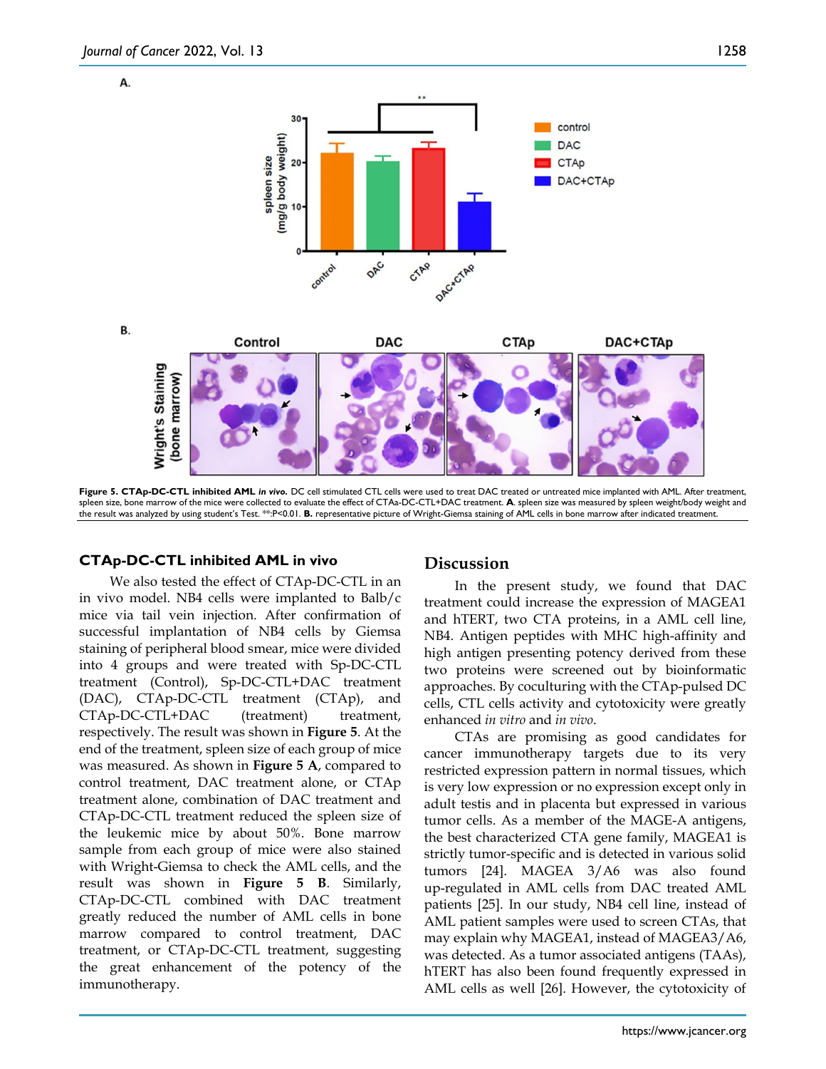**Figure 5. CTAp-DC-CTL inhibited AML *in vivo*.** DC cell stimulated CTL cells were used to treat DAC treated or untreated mice implanted with AML. After treatment, spleen size, bone marrow of the mice were collected to evaluate the effect of CTAa-DC-CTL+DAC treatment. **A**. spleen size was measured by spleen weight/body weight and the result was analyzed by using student's Test. **:P<0.01. **B.** representative picture of Wright-Giemsa staining of AML cells in bone marrow after indicated treatment.

### CTAp-DC-CTL inhibited AML in vivo

We also tested the effect of CTAp-DC-CTL in an in vivo model. NB4 cells were implanted to Balb/c mice via tail vein injection. After confirmation of successful implantation of NB4 cells by Giemsa staining of peripheral blood smear, mice were divided into 4 groups and were treated with Sp-DC-CTL treatment (Control), Sp-DC-CTL+DAC treatment (DAC), CTAp-DC-CTL treatment (CTAp), and CTAp-DC-CTL+DAC (treatment) treatment, respectively. The result was shown in **Figure 5**. At the end of the treatment, spleen size of each group of mice was measured. As shown in **Figure 5 A**, compared to control treatment, DAC treatment alone, or CTAp treatment alone, combination of DAC treatment and CTAp-DC-CTL treatment reduced the spleen size of the leukemic mice by about 50%. Bone marrow sample from each group of mice were also stained with Wright-Giemsa to check the AML cells, and the result was shown in **Figure 5 B**. Similarly, CTAp-DC-CTL combined with DAC treatment greatly reduced the number of AML cells in bone marrow compared to control treatment, DAC treatment, or CTAp-DC-CTL treatment, suggesting the great enhancement of the potency of the immunotherapy.

## Discussion

In the present study, we found that DAC treatment could increase the expression of MAGEA1 and hTERT, two CTA proteins, in a AML cell line, NB4. Antigen peptides with MHC high-affinity and high antigen presenting potency derived from these two proteins were screened out by bioinformatic approaches. By coculturing with the CTAp-pulsed DC cells, CTL cells activity and cytotoxicity were greatly enhanced *in vitro* and *in vivo*.

CTAs are promising as good candidates for cancer immunotherapy targets due to its very restricted expression pattern in normal tissues, which is very low expression or no expression except only in adult testis and in placenta but expressed in various tumor cells. As a member of the MAGE-A antigens, the best characterized CTA gene family, MAGEA1 is strictly tumor-specific and is detected in various solid tumors [24]. MAGEA 3/A6 was also found up-regulated in AML cells from DAC treated AML patients [25]. In our study, NB4 cell line, instead of AML patient samples were used to screen CTAs, that may explain why MAGEA1, instead of MAGEA3/A6, was detected. As a tumor associated antigens (TAAs), hTERT has also been found frequently expressed in AML cells as well [26]. However, the cytotoxicity of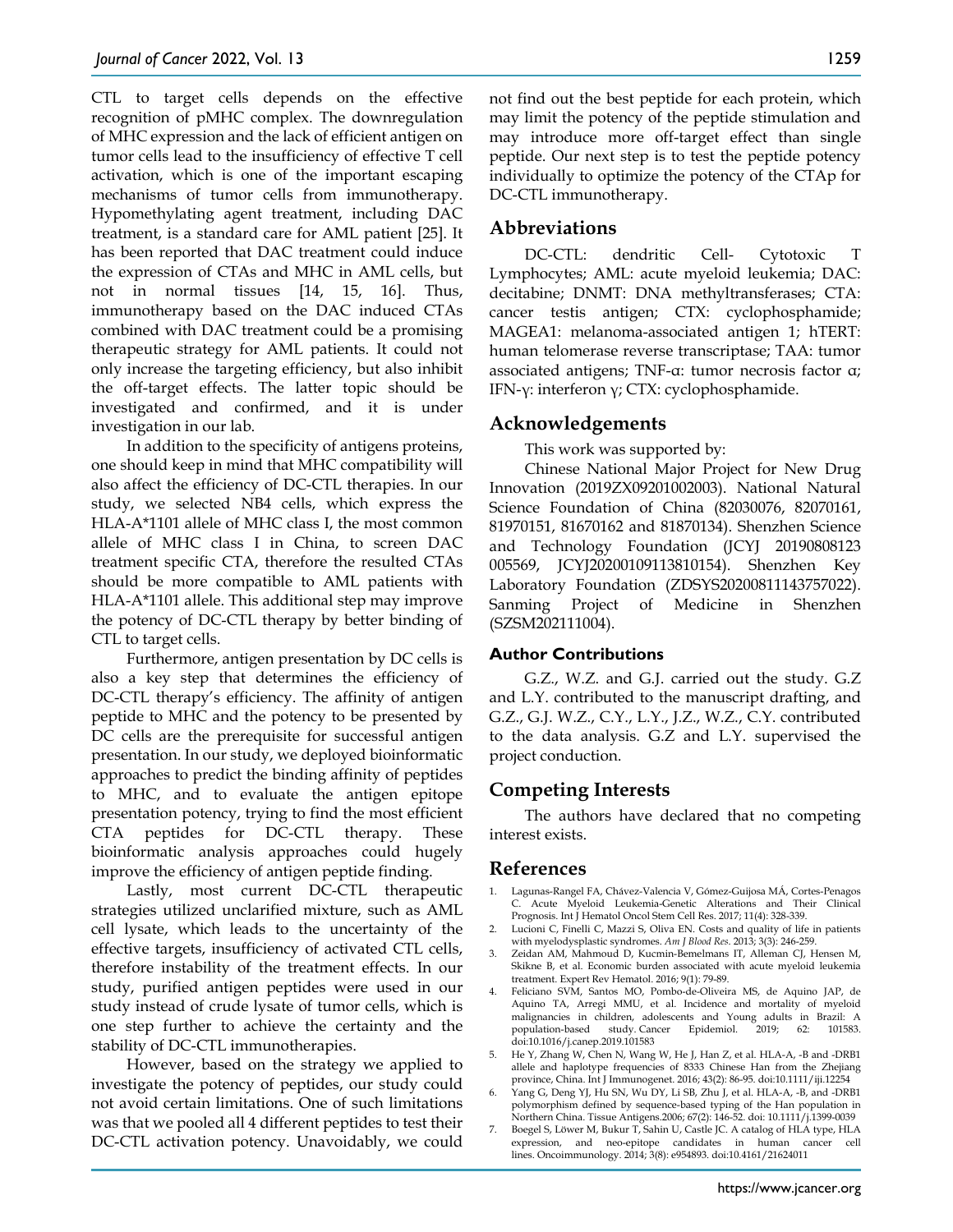CTL to target cells depends on the effective recognition of pMHC complex. The downregulation of MHC expression and the lack of efficient antigen on tumor cells lead to the insufficiency of effective T cell activation, which is one of the important escaping mechanisms of tumor cells from immunotherapy. Hypomethylating agent treatment, including DAC treatment, is a standard care for AML patient [25]. It has been reported that DAC treatment could induce the expression of CTAs and MHC in AML cells, but not in normal tissues [14, 15, 16]. Thus, immunotherapy based on the DAC induced CTAs combined with DAC treatment could be a promising therapeutic strategy for AML patients. It could not only increase the targeting efficiency, but also inhibit the off-target effects. The latter topic should be investigated and confirmed, and it is under investigation in our lab.

In addition to the specificity of antigens proteins, one should keep in mind that MHC compatibility will also affect the efficiency of DC-CTL therapies. In our study, we selected NB4 cells, which express the HLA-A*1101 allele of MHC class I, the most common allele of MHC class I in China, to screen DAC treatment specific CTA, therefore the resulted CTAs should be more compatible to AML patients with HLA-A*1101 allele. This additional step may improve the potency of DC-CTL therapy by better binding of CTL to target cells.

Furthermore, antigen presentation by DC cells is also a key step that determines the efficiency of DC-CTL therapy's efficiency. The affinity of antigen peptide to MHC and the potency to be presented by DC cells are the prerequisite for successful antigen presentation. In our study, we deployed bioinformatic approaches to predict the binding affinity of peptides to MHC, and to evaluate the antigen epitope presentation potency, trying to find the most efficient CTA peptides for DC-CTL therapy. These bioinformatic analysis approaches could hugely improve the efficiency of antigen peptide finding.

Lastly, most current DC-CTL therapeutic strategies utilized unclarified mixture, such as AML cell lysate, which leads to the uncertainty of the effective targets, insufficiency of activated CTL cells, therefore instability of the treatment effects. In our study, purified antigen peptides were used in our study instead of crude lysate of tumor cells, which is one step further to achieve the certainty and the stability of DC-CTL immunotherapies.

However, based on the strategy we applied to investigate the potency of peptides, our study could not avoid certain limitations. One of such limitations was that we pooled all 4 different peptides to test their DC-CTL activation potency. Unavoidably, we could not find out the best peptide for each protein, which may limit the potency of the peptide stimulation and may introduce more off-target effect than single peptide. Our next step is to test the peptide potency individually to optimize the potency of the CTAp for DC-CTL immunotherapy.

## Abbreviations

DC-CTL: dendritic Cell- Cytotoxic T Lymphocytes; AML: acute myeloid leukemia; DAC: decitabine; DNMT: DNA methyltransferases; CTA: cancer testis antigen; CTX: cyclophosphamide; MAGEA1: melanoma-associated antigen 1; hTERT: human telomerase reverse transcriptase; TAA: tumor associated antigens; TNF-α: tumor necrosis factor α; IFN-γ: interferon γ; CTX: cyclophosphamide.

## Acknowledgements

This work was supported by:

Chinese National Major Project for New Drug Innovation (2019ZX09201002003). National Natural Science Foundation of China (82030076, 82070161, 81970151, 81670162 and 81870134). Shenzhen Science and Technology Foundation (JCYJ 20190808123 005569, JCYJ20200109113810154). Shenzhen Key Laboratory Foundation (ZDSYS20200811143757022). Sanming Project of Medicine in Shenzhen (SZSM202111004).

### Author Contributions

G.Z., W.Z. and G.J. carried out the study. G.Z and L.Y. contributed to the manuscript drafting, and G.Z., G.J. W.Z., C.Y., L.Y., J.Z., W.Z., C.Y. contributed to the data analysis. G.Z and L.Y. supervised the project conduction.

## Competing Interests

The authors have declared that no competing interest exists.

## References

1. Lagunas-Rangel FA, Chávez-Valencia V, Gómez-Guijosa MÁ, Cortes-Penagos C. Acute Myeloid Leukemia-Genetic Alterations and Their Clinical Prognosis. Int J Hematol Oncol Stem Cell Res. 2017; 11(4): 328-339.
2. Lucioni C, Finelli C, Mazzi S, Oliva EN. Costs and quality of life in patients with myelodysplastic syndromes. *Am J Blood Res*. 2013; 3(3): 246-259.
3. Zeidan AM, Mahmoud D, Kucmin-Bemelmans IT, Alleman CJ, Hensen M, Skikne B, et al. Economic burden associated with acute myeloid leukemia treatment. Expert Rev Hematol. 2016; 9(1): 79-89.
4. Feliciano SVM, Santos MO, Pombo-de-Oliveira MS, de Aquino JAP, de Aquino TA, Arregi MMU, et al. Incidence and mortality of myeloid malignancies in children, adolescents and Young adults in Brazil: A population-based study. Cancer Epidemiol. 2019; 62: 101583. doi:10.1016/j.canep.2019.101583
5. He Y, Zhang W, Chen N, Wang W, He J, Han Z, et al. HLA-A, -B and -DRB1 allele and haplotype frequencies of 8333 Chinese Han from the Zhejiang province, China. Int J Immunogenet. 2016; 43(2): 86-95. doi:10.1111/iji.12254
6. Yang G, Deng YJ, Hu SN, Wu DY, Li SB, Zhu J, et al. HLA-A, -B, and -DRB1 polymorphism defined by sequence-based typing of the Han population in Northern China. Tissue Antigens.2006; 67(2): 146-52. doi: 10.1111/j.1399-0039
7. Boegel S, Löwer M, Bukur T, Sahin U, Castle JC. A catalog of HLA type, HLA expression, and neo-epitope candidates in human cancer cell lines. Oncoimmunology. 2014; 3(8): e954893. doi:10.4161/21624011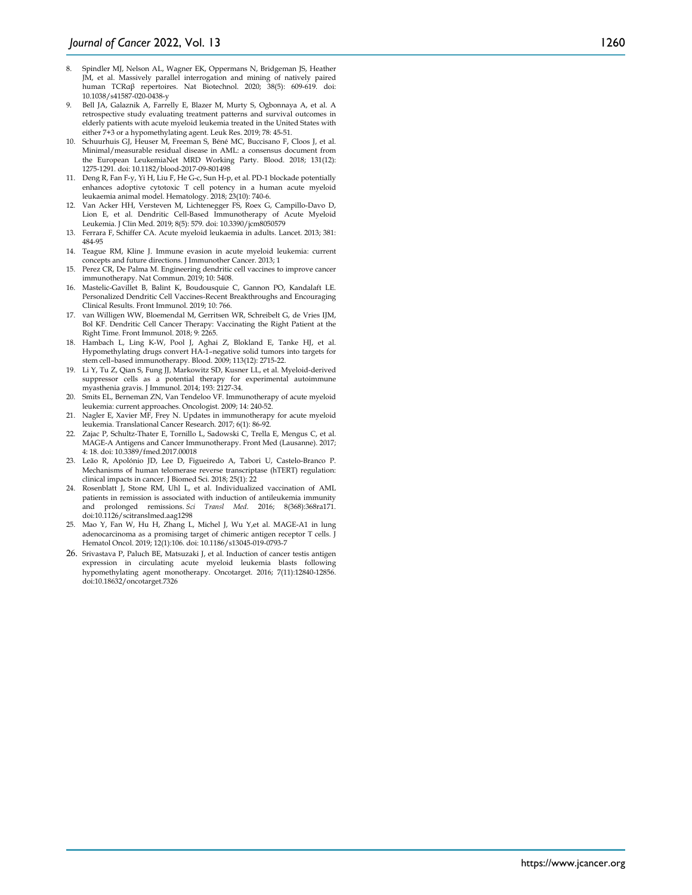8. Spindler MJ, Nelson AL, Wagner EK, Oppermans N, Bridgeman JS, Heather JM, et al. Massively parallel interrogation and mining of natively paired human TCRαβ repertoires. Nat Biotechnol. 2020; 38(5): 609-619. doi: 10.1038/s41587-020-0438-y
9. Bell JA, Galaznik A, Farrelly E, Blazer M, Murty S, Ogbonnaya A, et al. A retrospective study evaluating treatment patterns and survival outcomes in elderly patients with acute myeloid leukemia treated in the United States with either 7+3 or a hypomethylating agent. Leuk Res. 2019; 78: 45-51.
10. Schuurhuis GJ, Heuser M, Freeman S, Béné MC, Buccisano F, Cloos J, et al. Minimal/measurable residual disease in AML: a consensus document from the European LeukemiaNet MRD Working Party. Blood. 2018; 131(12): 1275-1291. doi: 10.1182/blood-2017-09-801498
11. Deng R, Fan F-y, Yi H, Liu F, He G-c, Sun H-p, et al. PD-1 blockade potentially enhances adoptive cytotoxic T cell potency in a human acute myeloid leukaemia animal model. Hematology. 2018; 23(10): 740-6.
12. Van Acker HH, Versteven M, Lichtenegger FS, Roex G, Campillo-Davo D, Lion E, et al. Dendritic Cell-Based Immunotherapy of Acute Myeloid Leukemia. J Clin Med. 2019; 8(5): 579. doi: 10.3390/jcm8050579
13. Ferrara F, Schiffer CA. Acute myeloid leukaemia in adults. Lancet. 2013; 381: 484-95
14. Teague RM, Kline J. Immune evasion in acute myeloid leukemia: current concepts and future directions. J Immunother Cancer. 2013; 1
15. Perez CR, De Palma M. Engineering dendritic cell vaccines to improve cancer immunotherapy. Nat Commun. 2019; 10: 5408.
16. Mastelic-Gavillet B, Balint K, Boudousquie C, Gannon PO, Kandalaft LE. Personalized Dendritic Cell Vaccines-Recent Breakthroughs and Encouraging Clinical Results. Front Immunol. 2019; 10: 766.
17. van Willigen WW, Bloemendal M, Gerritsen WR, Schreibelt G, de Vries IJM, Bol KF. Dendritic Cell Cancer Therapy: Vaccinating the Right Patient at the Right Time. Front Immunol. 2018; 9: 2265.
18. Hambach L, Ling K-W, Pool J, Aghai Z, Blokland E, Tanke HJ, et al. Hypomethylating drugs convert HA-1–negative solid tumors into targets for stem cell–based immunotherapy. Blood. 2009; 113(12): 2715-22.
19. Li Y, Tu Z, Qian S, Fung JJ, Markowitz SD, Kusner LL, et al. Myeloid-derived suppressor cells as a potential therapy for experimental autoimmune myasthenia gravis. J Immunol. 2014; 193: 2127-34.
20. Smits EL, Berneman ZN, Van Tendeloo VF. Immunotherapy of acute myeloid leukemia: current approaches. Oncologist. 2009; 14: 240-52.
21. Nagler E, Xavier MF, Frey N. Updates in immunotherapy for acute myeloid leukemia. Translational Cancer Research. 2017; 6(1): 86-92.
22. Zajac P, Schultz-Thater E, Tornillo L, Sadowski C, Trella E, Mengus C, et al. MAGE-A Antigens and Cancer Immunotherapy. Front Med (Lausanne). 2017; 4: 18. doi: 10.3389/fmed.2017.00018
23. Leão R, Apolónio JD, Lee D, Figueiredo A, Tabori U, Castelo-Branco P. Mechanisms of human telomerase reverse transcriptase (hTERT) regulation: clinical impacts in cancer. J Biomed Sci. 2018; 25(1): 22
24. Rosenblatt J, Stone RM, Uhl L, et al. Individualized vaccination of AML patients in remission is associated with induction of antileukemia immunity and prolonged remissions. *Sci Transl Med*. 2016; 8(368):368ra171. doi:10.1126/scitranslmed.aag1298
25. Mao Y, Fan W, Hu H, Zhang L, Michel J, Wu Y,et al. MAGE-A1 in lung adenocarcinoma as a promising target of chimeric antigen receptor T cells. J Hematol Oncol. 2019; 12(1):106. doi: 10.1186/s13045-019-0793-7
26. Srivastava P, Paluch BE, Matsuzaki J, et al. Induction of cancer testis antigen expression in circulating acute myeloid leukemia blasts following hypomethylating agent monotherapy. Oncotarget. 2016; 7(11):12840-12856. doi:10.18632/oncotarget.7326